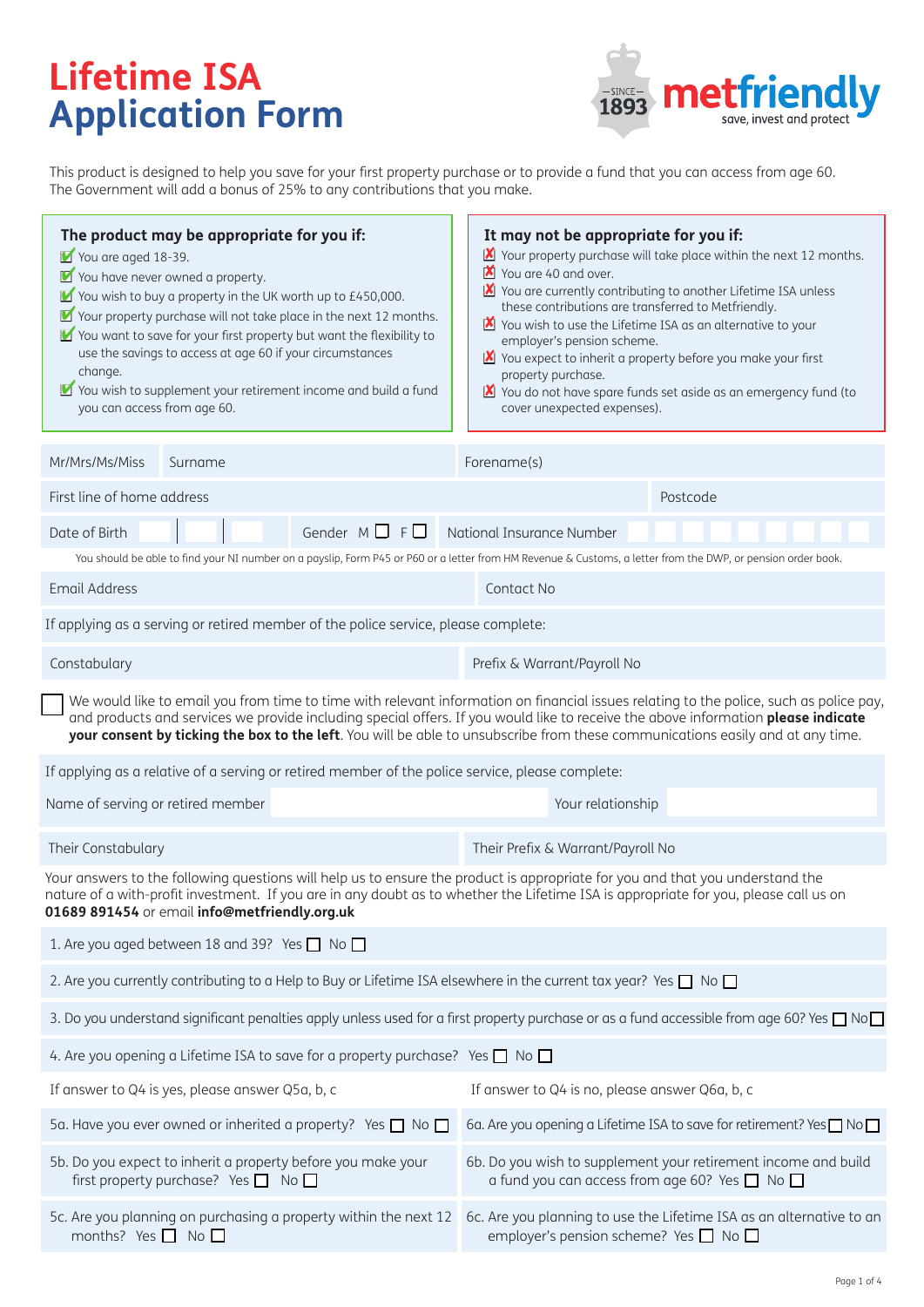# Lifetime ISA Application Form

metfriendly — SINCE 1893 — save, invest and protect

This product is designed to help you save for your first property purchase or to provide a fund that you can access from age 60. The Government will add a bonus of 25% to any contributions that you make.

**The product may be appropriate for you if:**

- ✔ You are aged 18-39.
- ✔ You have never owned a property.
- ✔ You wish to buy a property in the UK worth up to £450,000.
- ✔ Your property purchase will not take place in the next 12 months.
- ✔ You want to save for your first property but want the flexibility to use the savings to access at age 60 if your circumstances change.
- ✔ You wish to supplement your retirement income and build a fund you can access from age 60.

**It may not be appropriate for you if:**

- ✘ Your property purchase will take place within the next 12 months.
- ✘ You are 40 and over.
- ✘ You are currently contributing to another Lifetime ISA unless these contributions are transferred to Metfriendly.
- ✘ You wish to use the Lifetime ISA as an alternative to your employer's pension scheme.
- ✘ You expect to inherit a property before you make your first property purchase.
- ✘ You do not have spare funds set aside as an emergency fund (to cover unexpected expenses).

| Mr/Mrs/Ms/Miss | Surname | Forename(s) |
|---|---|---|

| First line of home address | Postcode |
|---|---|

| Date of Birth | Gender M ☐ F ☐ | National Insurance Number |
|---|---|---|

You should be able to find your NI number on a payslip, Form P45 or P60 or a letter from HM Revenue & Customs, a letter from the DWP, or pension order book.

| Email Address | Contact No |
|---|---|

If applying as a serving or retired member of the police service, please complete:

| Constabulary | Prefix & Warrant/Payroll No |
|---|---|

☐ We would like to email you from time to time with relevant information on financial issues relating to the police, such as police pay, and products and services we provide including special offers. If you would like to receive the above information **please indicate your consent by ticking the box to the left**. You will be able to unsubscribe from these communications easily and at any time.

If applying as a relative of a serving or retired member of the police service, please complete:

| Name of serving or retired member | Your relationship |
|---|---|

| Their Constabulary | Their Prefix & Warrant/Payroll No |
|---|---|

Your answers to the following questions will help us to ensure the product is appropriate for you and that you understand the nature of a with-profit investment. If you are in any doubt as to whether the Lifetime ISA is appropriate for you, please call us on **01689 891454** or email **info@metfriendly.org.uk**

1. Are you aged between 18 and 39? Yes ☐ No ☐

2. Are you currently contributing to a Help to Buy or Lifetime ISA elsewhere in the current tax year? Yes ☐ No ☐

3. Do you understand significant penalties apply unless used for a first property purchase or as a fund accessible from age 60? Yes ☐ No ☐

4. Are you opening a Lifetime ISA to save for a property purchase? Yes ☐ No ☐

| If answer to Q4 is yes, please answer Q5a, b, c | If answer to Q4 is no, please answer Q6a, b, c |
|---|---|
| 5a. Have you ever owned or inherited a property? Yes ☐ No ☐ | 6a. Are you opening a Lifetime ISA to save for retirement? Yes ☐ No ☐ |
| 5b. Do you expect to inherit a property before you make your first property purchase? Yes ☐ No ☐ | 6b. Do you wish to supplement your retirement income and build a fund you can access from age 60? Yes ☐ No ☐ |
| 5c. Are you planning on purchasing a property within the next 12 months? Yes ☐ No ☐ | 6c. Are you planning to use the Lifetime ISA as an alternative to an employer's pension scheme? Yes ☐ No ☐ |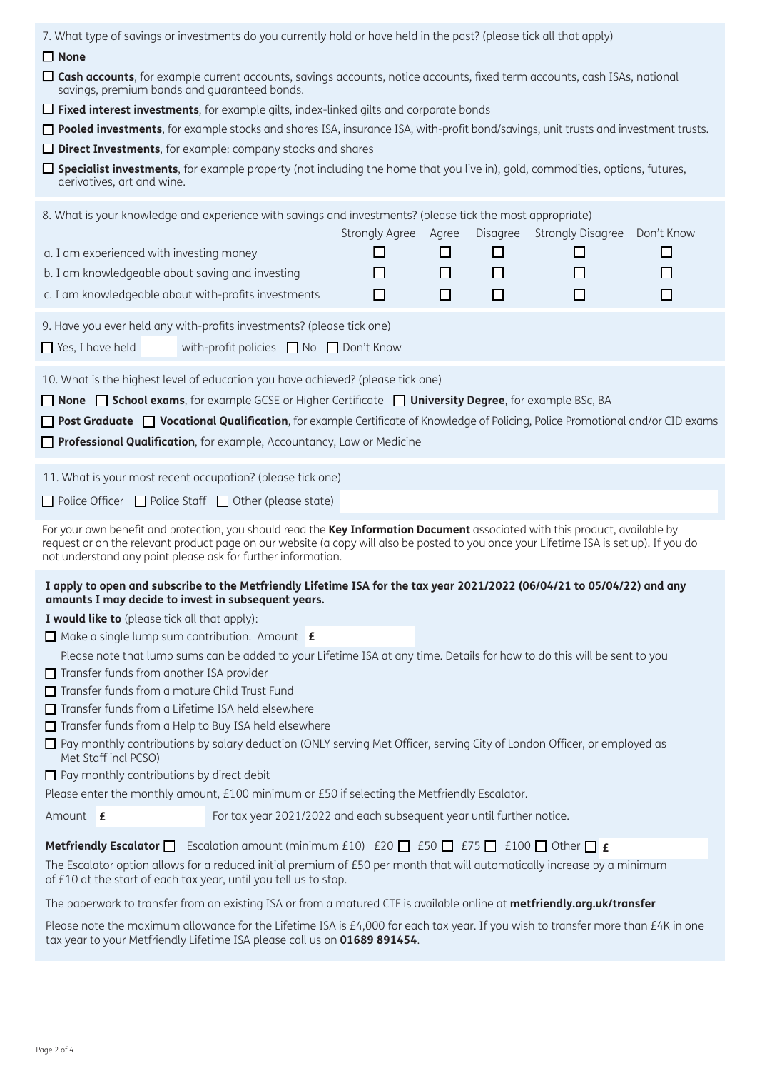7. What type of savings or investments do you currently hold or have held in the past? (please tick all that apply)

☐ **None**

☐ **Cash accounts**, for example current accounts, savings accounts, notice accounts, fixed term accounts, cash ISAs, national savings, premium bonds and guaranteed bonds.

☐ **Fixed interest investments**, for example gilts, index-linked gilts and corporate bonds

☐ **Pooled investments**, for example stocks and shares ISA, insurance ISA, with-profit bond/savings, unit trusts and investment trusts.

☐ **Direct Investments**, for example: company stocks and shares

☐ **Specialist investments**, for example property (not including the home that you live in), gold, commodities, options, futures, derivatives, art and wine.

8. What is your knowledge and experience with savings and investments? (please tick the most appropriate)

| | Strongly Agree | Agree | Disagree | Strongly Disagree | Don't Know |
|---|---|---|---|---|---|
| a. I am experienced with investing money | ☐ | ☐ | ☐ | ☐ | ☐ |
| b. I am knowledgeable about saving and investing | ☐ | ☐ | ☐ | ☐ | ☐ |
| c. I am knowledgeable about with-profits investments | ☐ | ☐ | ☐ | ☐ | ☐ |

9. Have you ever held any with-profits investments? (please tick one)

☐ Yes, I have held ______ with-profit policies ☐ No ☐ Don't Know

10. What is the highest level of education you have achieved? (please tick one)

☐ **None** ☐ **School exams**, for example GCSE or Higher Certificate ☐ **University Degree**, for example BSc, BA

☐ **Post Graduate** ☐ **Vocational Qualification**, for example Certificate of Knowledge of Policing, Police Promotional and/or CID exams

☐ **Professional Qualification**, for example, Accountancy, Law or Medicine

11. What is your most recent occupation? (please tick one)

☐ Police Officer ☐ Police Staff ☐ Other (please state) ______

For your own benefit and protection, you should read the **Key Information Document** associated with this product, available by request or on the relevant product page on our website (a copy will also be posted to you once your Lifetime ISA is set up). If you do not understand any point please ask for further information.

**I apply to open and subscribe to the Metfriendly Lifetime ISA for the tax year 2021/2022 (06/04/21 to 05/04/22) and any amounts I may decide to invest in subsequent years.**

**I would like to** (please tick all that apply):

☐ Make a single lump sum contribution. Amount **£** ______

Please note that lump sums can be added to your Lifetime ISA at any time. Details for how to do this will be sent to you

☐ Transfer funds from another ISA provider

☐ Transfer funds from a mature Child Trust Fund

☐ Transfer funds from a Lifetime ISA held elsewhere

☐ Transfer funds from a Help to Buy ISA held elsewhere

☐ Pay monthly contributions by salary deduction (ONLY serving Met Officer, serving City of London Officer, or employed as Met Staff incl PCSO)

☐ Pay monthly contributions by direct debit

Please enter the monthly amount, £100 minimum or £50 if selecting the Metfriendly Escalator.

Amount **£** ______ For tax year 2021/2022 and each subsequent year until further notice.

**Metfriendly Escalator** ☐ Escalation amount (minimum £10) £20 ☐ £50 ☐ £75 ☐ £100 ☐ Other ☐ **£** ______

The Escalator option allows for a reduced initial premium of £50 per month that will automatically increase by a minimum of £10 at the start of each tax year, until you tell us to stop.

The paperwork to transfer from an existing ISA or from a matured CTF is available online at **metfriendly.org.uk/transfer**

Please note the maximum allowance for the Lifetime ISA is £4,000 for each tax year. If you wish to transfer more than £4K in one tax year to your Metfriendly Lifetime ISA please call us on **01689 891454**.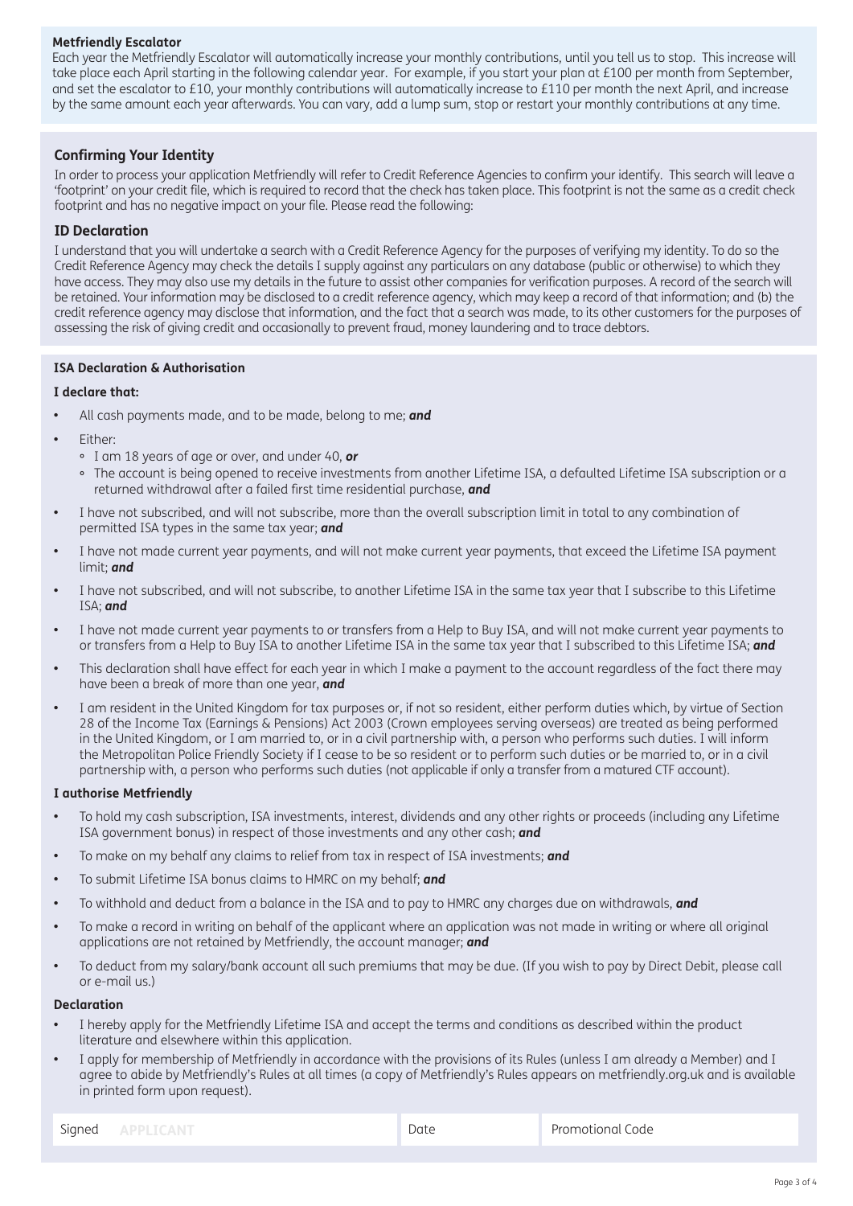**Metfriendly Escalator**

Each year the Metfriendly Escalator will automatically increase your monthly contributions, until you tell us to stop. This increase will take place each April starting in the following calendar year. For example, if you start your plan at £100 per month from September, and set the escalator to £10, your monthly contributions will automatically increase to £110 per month the next April, and increase by the same amount each year afterwards. You can vary, add a lump sum, stop or restart your monthly contributions at any time.

## Confirming Your Identity

In order to process your application Metfriendly will refer to Credit Reference Agencies to confirm your identify. This search will leave a 'footprint' on your credit file, which is required to record that the check has taken place. This footprint is not the same as a credit check footprint and has no negative impact on your file. Please read the following:

### ID Declaration

I understand that you will undertake a search with a Credit Reference Agency for the purposes of verifying my identity. To do so the Credit Reference Agency may check the details I supply against any particulars on any database (public or otherwise) to which they have access. They may also use my details in the future to assist other companies for verification purposes. A record of the search will be retained. Your information may be disclosed to a credit reference agency, which may keep a record of that information; and (b) the credit reference agency may disclose that information, and the fact that a search was made, to its other customers for the purposes of assessing the risk of giving credit and occasionally to prevent fraud, money laundering and to trace debtors.

**ISA Declaration & Authorisation**

**I declare that:**

- All cash payments made, and to be made, belong to me; ***and***
- Either:
  - I am 18 years of age or over, and under 40, ***or***
  - The account is being opened to receive investments from another Lifetime ISA, a defaulted Lifetime ISA subscription or a returned withdrawal after a failed first time residential purchase, ***and***
- I have not subscribed, and will not subscribe, more than the overall subscription limit in total to any combination of permitted ISA types in the same tax year; ***and***
- I have not made current year payments, and will not make current year payments, that exceed the Lifetime ISA payment limit; ***and***
- I have not subscribed, and will not subscribe, to another Lifetime ISA in the same tax year that I subscribe to this Lifetime ISA; ***and***
- I have not made current year payments to or transfers from a Help to Buy ISA, and will not make current year payments to or transfers from a Help to Buy ISA to another Lifetime ISA in the same tax year that I subscribed to this Lifetime ISA; ***and***
- This declaration shall have effect for each year in which I make a payment to the account regardless of the fact there may have been a break of more than one year, ***and***
- I am resident in the United Kingdom for tax purposes or, if not so resident, either perform duties which, by virtue of Section 28 of the Income Tax (Earnings & Pensions) Act 2003 (Crown employees serving overseas) are treated as being performed in the United Kingdom, or I am married to, or in a civil partnership with, a person who performs such duties. I will inform the Metropolitan Police Friendly Society if I cease to be so resident or to perform such duties or be married to, or in a civil partnership with, a person who performs such duties (not applicable if only a transfer from a matured CTF account).

**I authorise Metfriendly**

- To hold my cash subscription, ISA investments, interest, dividends and any other rights or proceeds (including any Lifetime ISA government bonus) in respect of those investments and any other cash; ***and***
- To make on my behalf any claims to relief from tax in respect of ISA investments; ***and***
- To submit Lifetime ISA bonus claims to HMRC on my behalf; ***and***
- To withhold and deduct from a balance in the ISA and to pay to HMRC any charges due on withdrawals, ***and***
- To make a record in writing on behalf of the applicant where an application was not made in writing or where all original applications are not retained by Metfriendly, the account manager; ***and***
- To deduct from my salary/bank account all such premiums that may be due. (If you wish to pay by Direct Debit, please call or e-mail us.)

**Declaration**

- I hereby apply for the Metfriendly Lifetime ISA and accept the terms and conditions as described within the product literature and elsewhere within this application.
- I apply for membership of Metfriendly in accordance with the provisions of its Rules (unless I am already a Member) and I agree to abide by Metfriendly's Rules at all times (a copy of Metfriendly's Rules appears on metfriendly.org.uk and is available in printed form upon request).

| Signed APPLICANT | Date | Promotional Code |
|---|---|---|
| | | |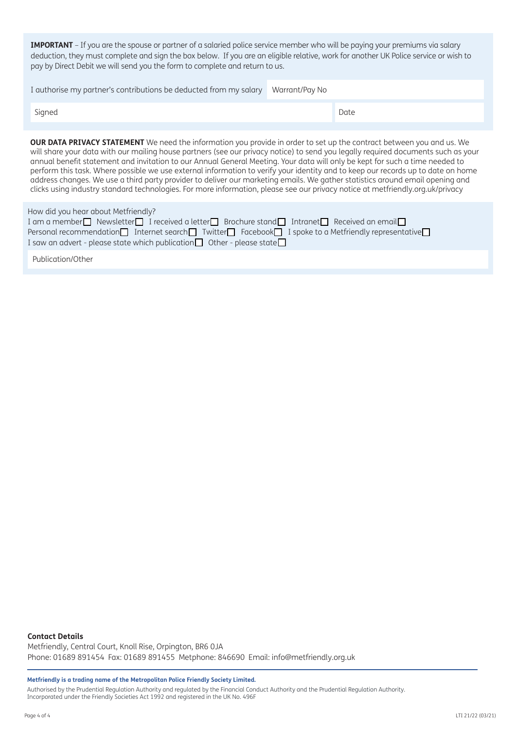**IMPORTANT** – If you are the spouse or partner of a salaried police service member who will be paying your premiums via salary deduction, they must complete and sign the box below. If you are an eligible relative, work for another UK Police service or wish to pay by Direct Debit we will send you the form to complete and return to us.

| | |
|---|---|
| I authorise my partner's contributions be deducted from my salary | Warrant/Pay No |
| Signed | Date |

**OUR DATA PRIVACY STATEMENT** We need the information you provide in order to set up the contract between you and us. We will share your data with our mailing house partners (see our privacy notice) to send you legally required documents such as your annual benefit statement and invitation to our Annual General Meeting. Your data will only be kept for such a time needed to perform this task. Where possible we use external information to verify your identity and to keep our records up to date on home address changes. We use a third party provider to deliver our marketing emails. We gather statistics around email opening and clicks using industry standard technologies. For more information, please see our privacy notice at metfriendly.org.uk/privacy

How did you hear about Metfriendly?

I am a member ☐ Newsletter ☐ I received a letter ☐ Brochure stand ☐ Intranet ☐ Received an email ☐
Personal recommendation ☐ Internet search ☐ Twitter ☐ Facebook ☐ I spoke to a Metfriendly representative ☐
I saw an advert - please state which publication ☐ Other - please state ☐

Publication/Other

**Contact Details**

Metfriendly, Central Court, Knoll Rise, Orpington, BR6 0JA
Phone: 01689 891454 Fax: 01689 891455 Metphone: 846690 Email: info@metfriendly.org.uk

**Metfriendly is a trading name of the Metropolitan Police Friendly Society Limited.**

Authorised by the Prudential Regulation Authority and regulated by the Financial Conduct Authority and the Prudential Regulation Authority.
Incorporated under the Friendly Societies Act 1992 and registered in the UK No. 496F

LTI 21/22 (03/21)